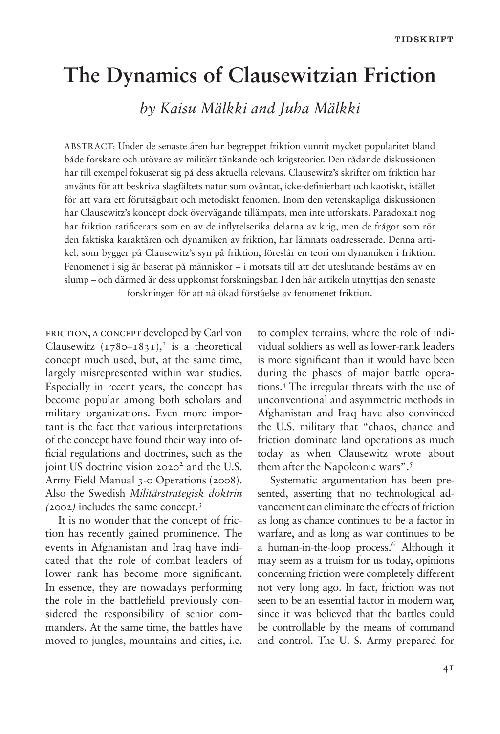# The Dynamics of Clausewitzian Friction

*by Kaisu Mälkki and Juha Mälkki*

ABSTRACT: Under de senaste åren har begreppet friktion vunnit mycket popularitet bland både forskare och utövare av militärt tänkande och krigsteorier. Den rådande diskussionen har till exempel fokuserat sig på dess aktuella relevans. Clausewitz's skrifter om friktion har använts för att beskriva slagfältets natur som oväntat, icke-definierbart och kaotiskt, istället för att vara ett förutsägbart och metodiskt fenomen. Inom den vetenskapliga diskussionen har Clausewitz's koncept dock övervägande tillämpats, men inte utforskats. Paradoxalt nog har friktion ratificerats som en av de inflytelserika delarna av krig, men de frågor som rör den faktiska karaktären och dynamiken av friktion, har lämnats oadresserade. Denna artikel, som bygger på Clausewitz's syn på friktion, föreslår en teori om dynamiken i friktion. Fenomenet i sig är baserat på människor – i motsats till att det uteslutande bestäms av en slump – och därmed är dess uppkomst forskningsbar. I den här artikeln utnyttjas den senaste forskningen för att nå ökad förståelse av fenomenet friktion.

FRICTION, A CONCEPT developed by Carl von Clausewitz (1780–1831),[1] is a theoretical concept much used, but, at the same time, largely misrepresented within war studies. Especially in recent years, the concept has become popular among both scholars and military organizations. Even more important is the fact that various interpretations of the concept have found their way into official regulations and doctrines, such as the joint US doctrine vision 2020[2] and the U.S. Army Field Manual 3-0 Operations (2008). Also the Swedish *Militärstrategisk doktrin (*2002*)* includes the same concept.[3]

It is no wonder that the concept of friction has recently gained prominence. The events in Afghanistan and Iraq have indicated that the role of combat leaders of lower rank has become more significant. In essence, they are nowadays performing the role in the battlefield previously considered the responsibility of senior commanders. At the same time, the battles have moved to jungles, mountains and cities, i.e. to complex terrains, where the role of individual soldiers as well as lower-rank leaders is more significant than it would have been during the phases of major battle operations.[4] The irregular threats with the use of unconventional and asymmetric methods in Afghanistan and Iraq have also convinced the U.S. military that "chaos, chance and friction dominate land operations as much today as when Clausewitz wrote about them after the Napoleonic wars".[5]

Systematic argumentation has been presented, asserting that no technological advancement can eliminate the effects of friction as long as chance continues to be a factor in warfare, and as long as war continues to be a human-in-the-loop process.[6] Although it may seem as a truism for us today, opinions concerning friction were completely different not very long ago. In fact, friction was not seen to be an essential factor in modern war, since it was believed that the battles could be controllable by the means of command and control. The U. S. Army prepared for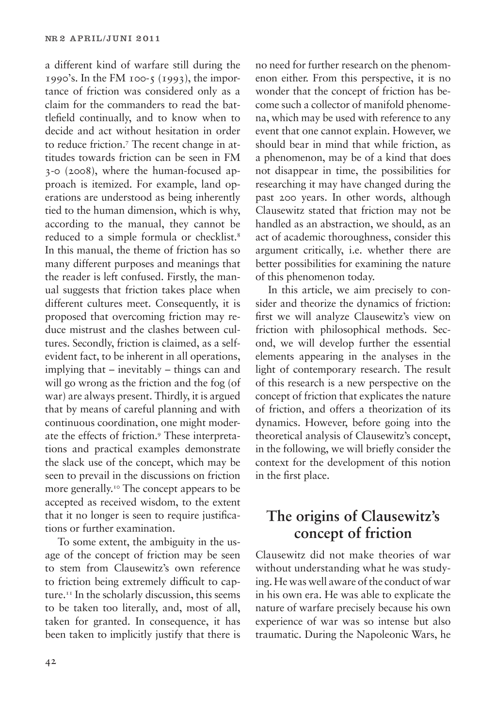a different kind of warfare still during the 1990's. In the FM 100-5 (1993), the importance of friction was considered only as a claim for the commanders to read the battlefield continually, and to know when to decide and act without hesitation in order to reduce friction.[7] The recent change in attitudes towards friction can be seen in FM 3-0 (2008), where the human-focused approach is itemized. For example, land operations are understood as being inherently tied to the human dimension, which is why, according to the manual, they cannot be reduced to a simple formula or checklist.[8] In this manual, the theme of friction has so many different purposes and meanings that the reader is left confused. Firstly, the manual suggests that friction takes place when different cultures meet. Consequently, it is proposed that overcoming friction may reduce mistrust and the clashes between cultures. Secondly, friction is claimed, as a self-evident fact, to be inherent in all operations, implying that – inevitably – things can and will go wrong as the friction and the fog (of war) are always present. Thirdly, it is argued that by means of careful planning and with continuous coordination, one might moderate the effects of friction.[9] These interpretations and practical examples demonstrate the slack use of the concept, which may be seen to prevail in the discussions on friction more generally.[10] The concept appears to be accepted as received wisdom, to the extent that it no longer is seen to require justifications or further examination.

To some extent, the ambiguity in the usage of the concept of friction may be seen to stem from Clausewitz's own reference to friction being extremely difficult to capture.[11] In the scholarly discussion, this seems to be taken too literally, and, most of all, taken for granted. In consequence, it has been taken to implicitly justify that there is no need for further research on the phenomenon either. From this perspective, it is no wonder that the concept of friction has become such a collector of manifold phenomena, which may be used with reference to any event that one cannot explain. However, we should bear in mind that while friction, as a phenomenon, may be of a kind that does not disappear in time, the possibilities for researching it may have changed during the past 200 years. In other words, although Clausewitz stated that friction may not be handled as an abstraction, we should, as an act of academic thoroughness, consider this argument critically, i.e. whether there are better possibilities for examining the nature of this phenomenon today.

In this article, we aim precisely to consider and theorize the dynamics of friction: first we will analyze Clausewitz's view on friction with philosophical methods. Second, we will develop further the essential elements appearing in the analyses in the light of contemporary research. The result of this research is a new perspective on the concept of friction that explicates the nature of friction, and offers a theorization of its dynamics. However, before going into the theoretical analysis of Clausewitz's concept, in the following, we will briefly consider the context for the development of this notion in the first place.

## The origins of Clausewitz's concept of friction

Clausewitz did not make theories of war without understanding what he was studying. He was well aware of the conduct of war in his own era. He was able to explicate the nature of warfare precisely because his own experience of war was so intense but also traumatic. During the Napoleonic Wars, he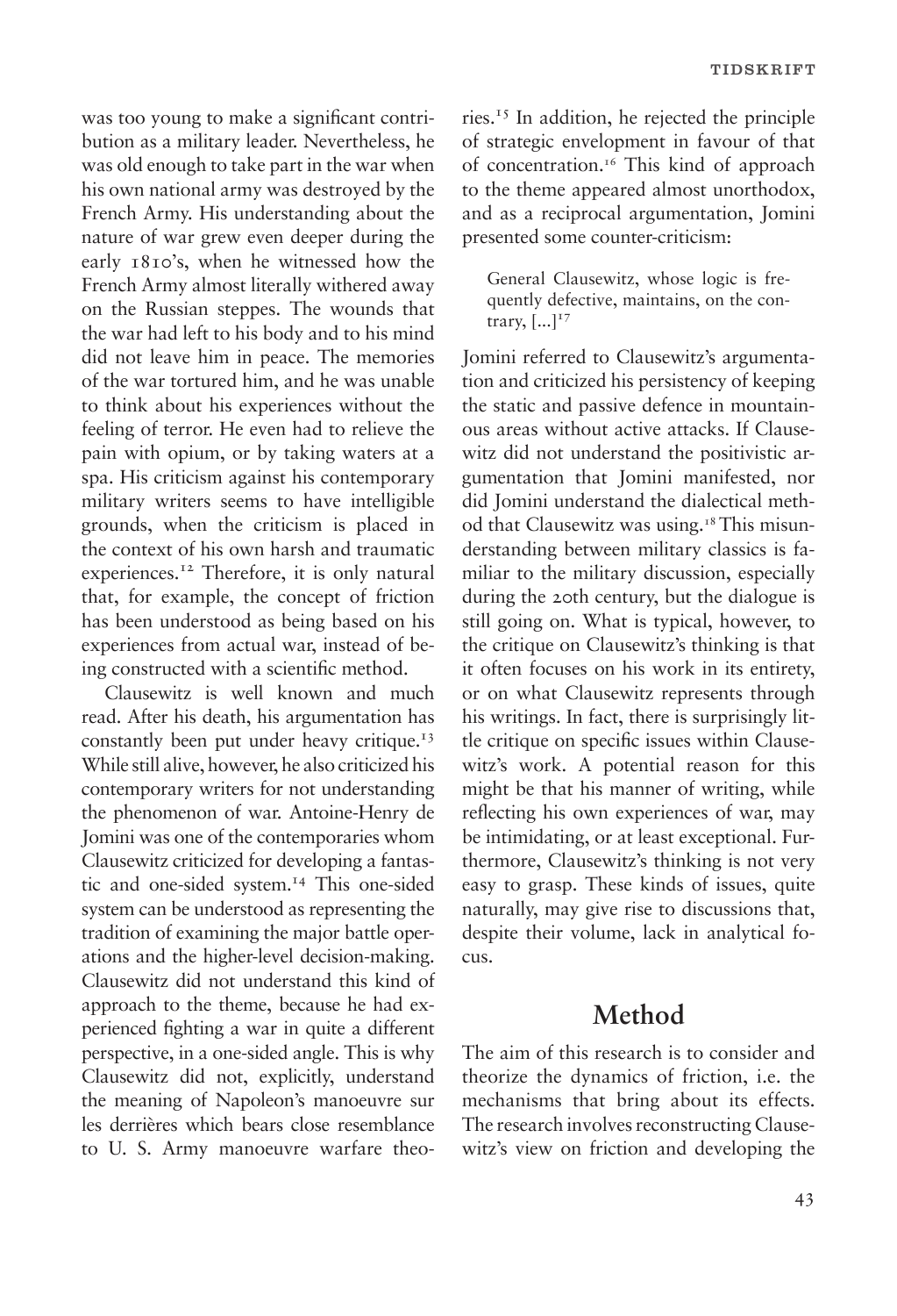was too young to make a significant contribution as a military leader. Nevertheless, he was old enough to take part in the war when his own national army was destroyed by the French Army. His understanding about the nature of war grew even deeper during the early 1810's, when he witnessed how the French Army almost literally withered away on the Russian steppes. The wounds that the war had left to his body and to his mind did not leave him in peace. The memories of the war tortured him, and he was unable to think about his experiences without the feeling of terror. He even had to relieve the pain with opium, or by taking waters at a spa. His criticism against his contemporary military writers seems to have intelligible grounds, when the criticism is placed in the context of his own harsh and traumatic experiences.[12] Therefore, it is only natural that, for example, the concept of friction has been understood as being based on his experiences from actual war, instead of being constructed with a scientific method.

Clausewitz is well known and much read. After his death, his argumentation has constantly been put under heavy critique.[13] While still alive, however, he also criticized his contemporary writers for not understanding the phenomenon of war. Antoine-Henry de Jomini was one of the contemporaries whom Clausewitz criticized for developing a fantastic and one-sided system.[14] This one-sided system can be understood as representing the tradition of examining the major battle operations and the higher-level decision-making. Clausewitz did not understand this kind of approach to the theme, because he had experienced fighting a war in quite a different perspective, in a one-sided angle. This is why Clausewitz did not, explicitly, understand the meaning of Napoleon's manoeuvre sur les derrières which bears close resemblance to U. S. Army manoeuvre warfare theories.[15] In addition, he rejected the principle of strategic envelopment in favour of that of concentration.[16] This kind of approach to the theme appeared almost unorthodox, and as a reciprocal argumentation, Jomini presented some counter-criticism:

> General Clausewitz, whose logic is frequently defective, maintains, on the contrary, [...][17]

Jomini referred to Clausewitz's argumentation and criticized his persistency of keeping the static and passive defence in mountainous areas without active attacks. If Clausewitz did not understand the positivistic argumentation that Jomini manifested, nor did Jomini understand the dialectical method that Clausewitz was using.[18] This misunderstanding between military classics is familiar to the military discussion, especially during the 20th century, but the dialogue is still going on. What is typical, however, to the critique on Clausewitz's thinking is that it often focuses on his work in its entirety, or on what Clausewitz represents through his writings. In fact, there is surprisingly little critique on specific issues within Clausewitz's work. A potential reason for this might be that his manner of writing, while reflecting his own experiences of war, may be intimidating, or at least exceptional. Furthermore, Clausewitz's thinking is not very easy to grasp. These kinds of issues, quite naturally, may give rise to discussions that, despite their volume, lack in analytical focus.

## Method

The aim of this research is to consider and theorize the dynamics of friction, i.e. the mechanisms that bring about its effects. The research involves reconstructing Clausewitz's view on friction and developing the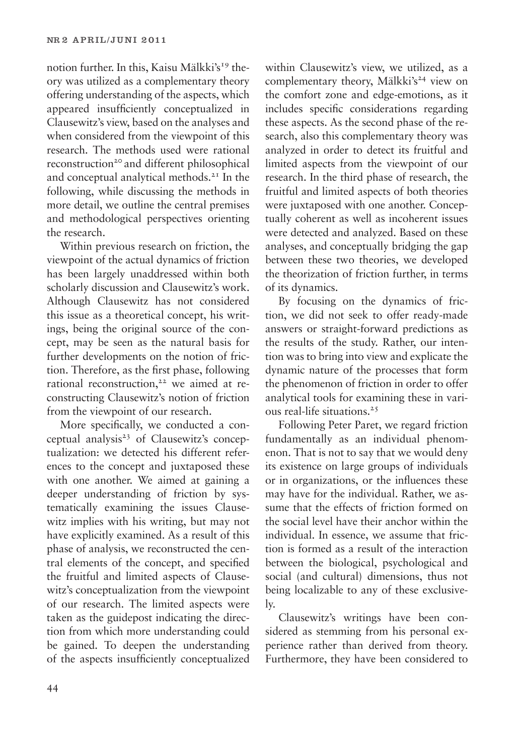notion further. In this, Kaisu Mälkki's[19] theory was utilized as a complementary theory offering understanding of the aspects, which appeared insufficiently conceptualized in Clausewitz's view, based on the analyses and when considered from the viewpoint of this research. The methods used were rational reconstruction[20] and different philosophical and conceptual analytical methods.[21] In the following, while discussing the methods in more detail, we outline the central premises and methodological perspectives orienting the research.

Within previous research on friction, the viewpoint of the actual dynamics of friction has been largely unaddressed within both scholarly discussion and Clausewitz's work. Although Clausewitz has not considered this issue as a theoretical concept, his writings, being the original source of the concept, may be seen as the natural basis for further developments on the notion of friction. Therefore, as the first phase, following rational reconstruction,[22] we aimed at reconstructing Clausewitz's notion of friction from the viewpoint of our research.

More specifically, we conducted a conceptual analysis[23] of Clausewitz's conceptualization: we detected his different references to the concept and juxtaposed these with one another. We aimed at gaining a deeper understanding of friction by systematically examining the issues Clausewitz implies with his writing, but may not have explicitly examined. As a result of this phase of analysis, we reconstructed the central elements of the concept, and specified the fruitful and limited aspects of Clausewitz's conceptualization from the viewpoint of our research. The limited aspects were taken as the guidepost indicating the direction from which more understanding could be gained. To deepen the understanding of the aspects insufficiently conceptualized within Clausewitz's view, we utilized, as a complementary theory, Mälkki's[24] view on the comfort zone and edge-emotions, as it includes specific considerations regarding these aspects. As the second phase of the research, also this complementary theory was analyzed in order to detect its fruitful and limited aspects from the viewpoint of our research. In the third phase of research, the fruitful and limited aspects of both theories were juxtaposed with one another. Conceptually coherent as well as incoherent issues were detected and analyzed. Based on these analyses, and conceptually bridging the gap between these two theories, we developed the theorization of friction further, in terms of its dynamics.

By focusing on the dynamics of friction, we did not seek to offer ready-made answers or straight-forward predictions as the results of the study. Rather, our intention was to bring into view and explicate the dynamic nature of the processes that form the phenomenon of friction in order to offer analytical tools for examining these in various real-life situations.[25]

Following Peter Paret, we regard friction fundamentally as an individual phenomenon. That is not to say that we would deny its existence on large groups of individuals or in organizations, or the influences these may have for the individual. Rather, we assume that the effects of friction formed on the social level have their anchor within the individual. In essence, we assume that friction is formed as a result of the interaction between the biological, psychological and social (and cultural) dimensions, thus not being localizable to any of these exclusively.

Clausewitz's writings have been considered as stemming from his personal experience rather than derived from theory. Furthermore, they have been considered to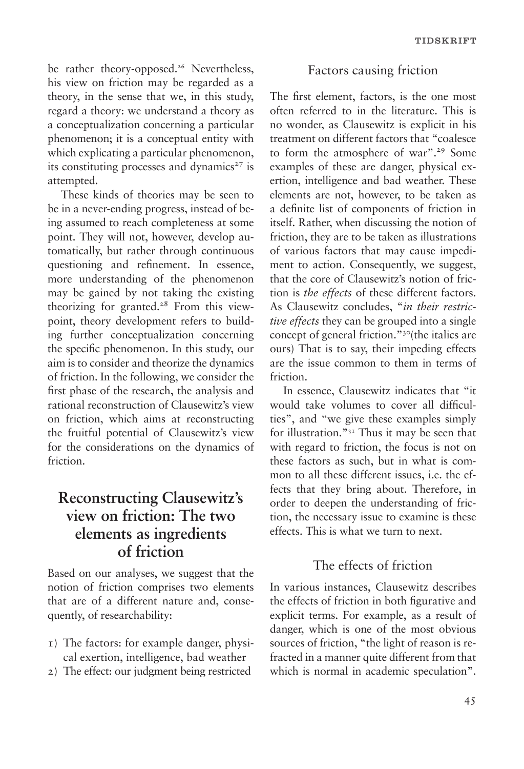be rather theory-opposed.[26] Nevertheless, his view on friction may be regarded as a theory, in the sense that we, in this study, regard a theory: we understand a theory as a conceptualization concerning a particular phenomenon; it is a conceptual entity with which explicating a particular phenomenon, its constituting processes and dynamics[27] is attempted.

These kinds of theories may be seen to be in a never-ending progress, instead of being assumed to reach completeness at some point. They will not, however, develop automatically, but rather through continuous questioning and refinement. In essence, more understanding of the phenomenon may be gained by not taking the existing theorizing for granted.[28] From this viewpoint, theory development refers to building further conceptualization concerning the specific phenomenon. In this study, our aim is to consider and theorize the dynamics of friction. In the following, we consider the first phase of the research, the analysis and rational reconstruction of Clausewitz's view on friction, which aims at reconstructing the fruitful potential of Clausewitz's view for the considerations on the dynamics of friction.

## Reconstructing Clausewitz's view on friction: The two elements as ingredients of friction

Based on our analyses, we suggest that the notion of friction comprises two elements that are of a different nature and, consequently, of researchability:

1) The factors: for example danger, physical exertion, intelligence, bad weather
2) The effect: our judgment being restricted

### Factors causing friction

The first element, factors, is the one most often referred to in the literature. This is no wonder, as Clausewitz is explicit in his treatment on different factors that "coalesce to form the atmosphere of war".[29] Some examples of these are danger, physical exertion, intelligence and bad weather. These elements are not, however, to be taken as a definite list of components of friction in itself. Rather, when discussing the notion of friction, they are to be taken as illustrations of various factors that may cause impediment to action. Consequently, we suggest, that the core of Clausewitz's notion of friction is *the effects* of these different factors. As Clausewitz concludes, "*in their restrictive effects* they can be grouped into a single concept of general friction."[30](the italics are ours) That is to say, their impeding effects are the issue common to them in terms of friction.

In essence, Clausewitz indicates that "it would take volumes to cover all difficulties", and "we give these examples simply for illustration."[31] Thus it may be seen that with regard to friction, the focus is not on these factors as such, but in what is common to all these different issues, i.e. the effects that they bring about. Therefore, in order to deepen the understanding of friction, the necessary issue to examine is these effects. This is what we turn to next.

### The effects of friction

In various instances, Clausewitz describes the effects of friction in both figurative and explicit terms. For example, as a result of danger, which is one of the most obvious sources of friction, "the light of reason is refracted in a manner quite different from that which is normal in academic speculation".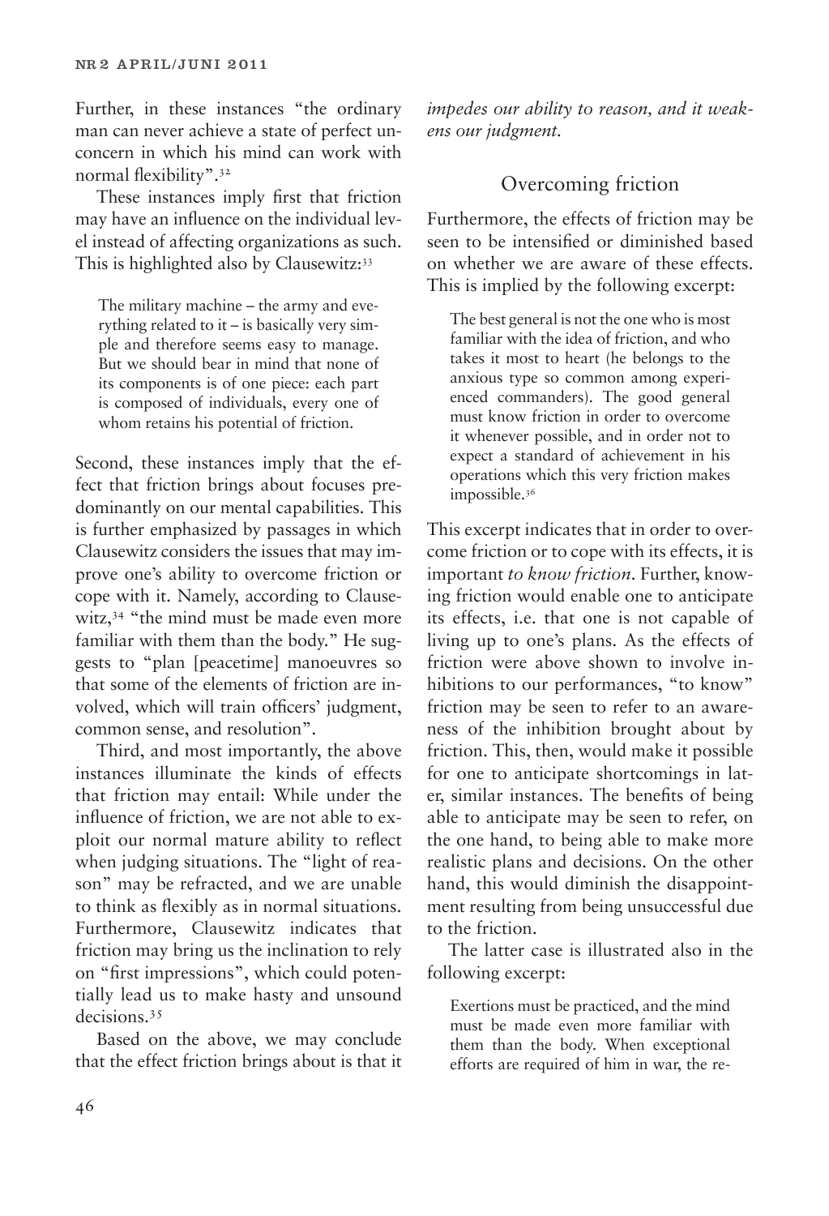Further, in these instances "the ordinary man can never achieve a state of perfect unconcern in which his mind can work with normal flexibility".[32]

These instances imply first that friction may have an influence on the individual level instead of affecting organizations as such. This is highlighted also by Clausewitz:[33]

> The military machine – the army and everything related to it – is basically very simple and therefore seems easy to manage. But we should bear in mind that none of its components is of one piece: each part is composed of individuals, every one of whom retains his potential of friction.

Second, these instances imply that the effect that friction brings about focuses predominantly on our mental capabilities. This is further emphasized by passages in which Clausewitz considers the issues that may improve one's ability to overcome friction or cope with it. Namely, according to Clausewitz,[34] "the mind must be made even more familiar with them than the body." He suggests to "plan [peacetime] manoeuvres so that some of the elements of friction are involved, which will train officers' judgment, common sense, and resolution".

Third, and most importantly, the above instances illuminate the kinds of effects that friction may entail: While under the influence of friction, we are not able to exploit our normal mature ability to reflect when judging situations. The "light of reason" may be refracted, and we are unable to think as flexibly as in normal situations. Furthermore, Clausewitz indicates that friction may bring us the inclination to rely on "first impressions", which could potentially lead us to make hasty and unsound decisions.[35]

Based on the above, we may conclude that the effect friction brings about is that it *impedes our ability to reason, and it weakens our judgment.*

## Overcoming friction

Furthermore, the effects of friction may be seen to be intensified or diminished based on whether we are aware of these effects. This is implied by the following excerpt:

> The best general is not the one who is most familiar with the idea of friction, and who takes it most to heart (he belongs to the anxious type so common among experienced commanders). The good general must know friction in order to overcome it whenever possible, and in order not to expect a standard of achievement in his operations which this very friction makes impossible.[36]

This excerpt indicates that in order to overcome friction or to cope with its effects, it is important *to know friction*. Further, knowing friction would enable one to anticipate its effects, i.e. that one is not capable of living up to one's plans. As the effects of friction were above shown to involve inhibitions to our performances, "to know" friction may be seen to refer to an awareness of the inhibition brought about by friction. This, then, would make it possible for one to anticipate shortcomings in later, similar instances. The benefits of being able to anticipate may be seen to refer, on the one hand, to being able to make more realistic plans and decisions. On the other hand, this would diminish the disappointment resulting from being unsuccessful due to the friction.

The latter case is illustrated also in the following excerpt:

> Exertions must be practiced, and the mind must be made even more familiar with them than the body. When exceptional efforts are required of him in war, the re-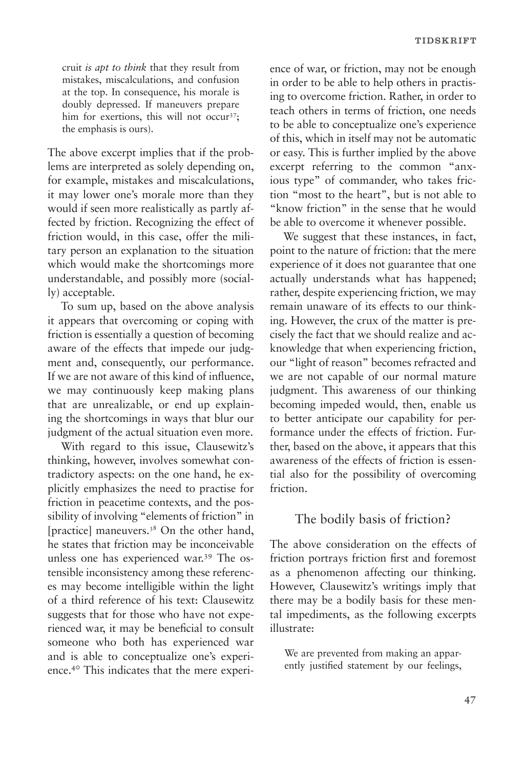> cruit *is apt to think* that they result from mistakes, miscalculations, and confusion at the top. In consequence, his morale is doubly depressed. If maneuvers prepare him for exertions, this will not occur[37]; the emphasis is ours).

The above excerpt implies that if the problems are interpreted as solely depending on, for example, mistakes and miscalculations, it may lower one's morale more than they would if seen more realistically as partly affected by friction. Recognizing the effect of friction would, in this case, offer the military person an explanation to the situation which would make the shortcomings more understandable, and possibly more (socially) acceptable.

To sum up, based on the above analysis it appears that overcoming or coping with friction is essentially a question of becoming aware of the effects that impede our judgment and, consequently, our performance. If we are not aware of this kind of influence, we may continuously keep making plans that are unrealizable, or end up explaining the shortcomings in ways that blur our judgment of the actual situation even more.

With regard to this issue, Clausewitz's thinking, however, involves somewhat contradictory aspects: on the one hand, he explicitly emphasizes the need to practise for friction in peacetime contexts, and the possibility of involving "elements of friction" in [practice] maneuvers.[38] On the other hand, he states that friction may be inconceivable unless one has experienced war.[39] The ostensible inconsistency among these references may become intelligible within the light of a third reference of his text: Clausewitz suggests that for those who have not experienced war, it may be beneficial to consult someone who both has experienced war and is able to conceptualize one's experience.[40] This indicates that the mere experience of war, or friction, may not be enough in order to be able to help others in practising to overcome friction. Rather, in order to teach others in terms of friction, one needs to be able to conceptualize one's experience of this, which in itself may not be automatic or easy. This is further implied by the above excerpt referring to the common "anxious type" of commander, who takes friction "most to the heart", but is not able to "know friction" in the sense that he would be able to overcome it whenever possible.

We suggest that these instances, in fact, point to the nature of friction: that the mere experience of it does not guarantee that one actually understands what has happened; rather, despite experiencing friction, we may remain unaware of its effects to our thinking. However, the crux of the matter is precisely the fact that we should realize and acknowledge that when experiencing friction, our "light of reason" becomes refracted and we are not capable of our normal mature judgment. This awareness of our thinking becoming impeded would, then, enable us to better anticipate our capability for performance under the effects of friction. Further, based on the above, it appears that this awareness of the effects of friction is essential also for the possibility of overcoming friction.

## The bodily basis of friction?

The above consideration on the effects of friction portrays friction first and foremost as a phenomenon affecting our thinking. However, Clausewitz's writings imply that there may be a bodily basis for these mental impediments, as the following excerpts illustrate:

> We are prevented from making an apparently justified statement by our feelings,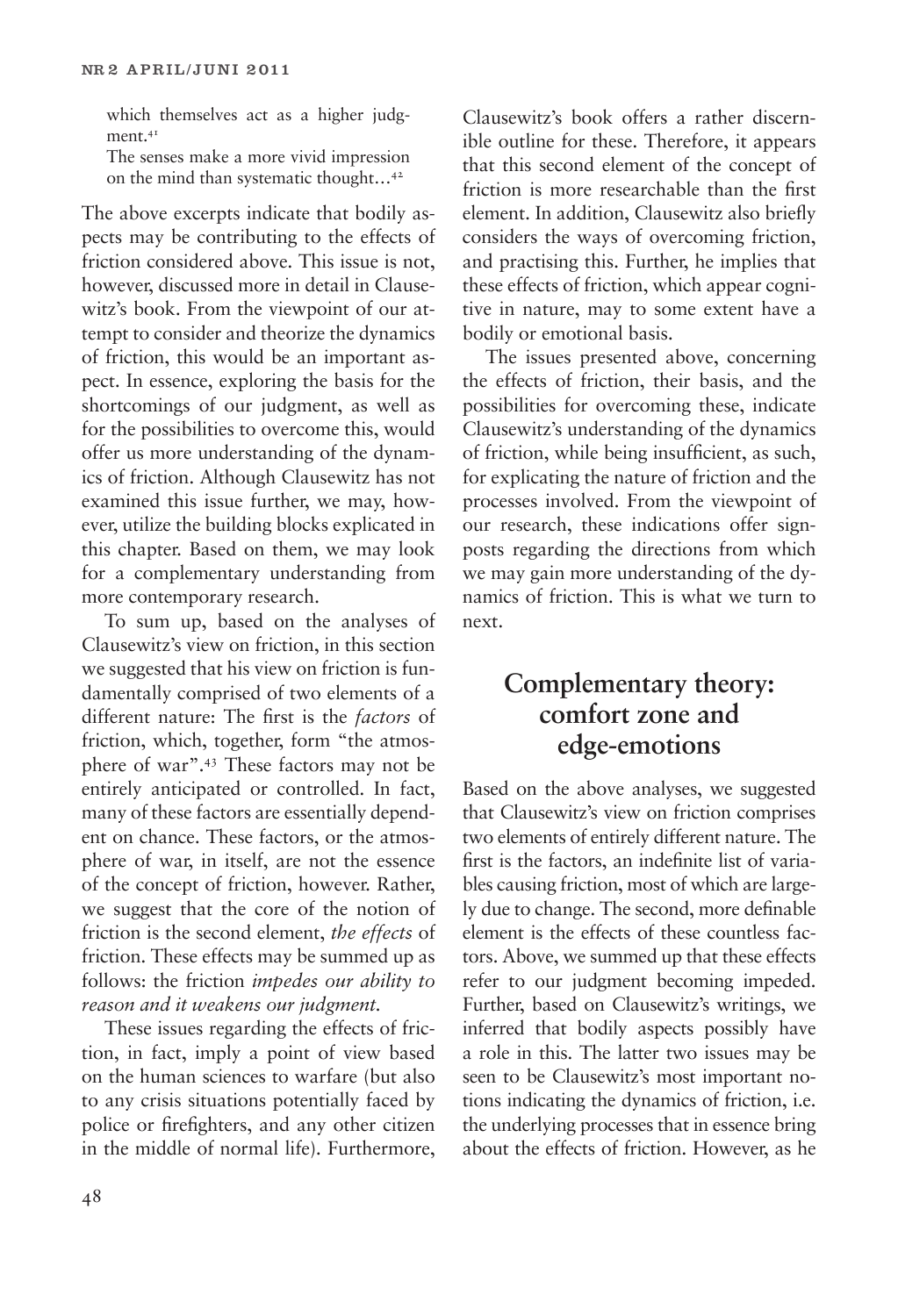> which themselves act as a higher judgment.[41]
>
> The senses make a more vivid impression on the mind than systematic thought…[42]

The above excerpts indicate that bodily aspects may be contributing to the effects of friction considered above. This issue is not, however, discussed more in detail in Clausewitz's book. From the viewpoint of our attempt to consider and theorize the dynamics of friction, this would be an important aspect. In essence, exploring the basis for the shortcomings of our judgment, as well as for the possibilities to overcome this, would offer us more understanding of the dynamics of friction. Although Clausewitz has not examined this issue further, we may, however, utilize the building blocks explicated in this chapter. Based on them, we may look for a complementary understanding from more contemporary research.

To sum up, based on the analyses of Clausewitz's view on friction, in this section we suggested that his view on friction is fundamentally comprised of two elements of a different nature: The first is the *factors* of friction, which, together, form "the atmosphere of war".[43] These factors may not be entirely anticipated or controlled. In fact, many of these factors are essentially dependent on chance. These factors, or the atmosphere of war, in itself, are not the essence of the concept of friction, however. Rather, we suggest that the core of the notion of friction is the second element, *the effects* of friction. These effects may be summed up as follows: the friction *impedes our ability to reason and it weakens our judgment*.

These issues regarding the effects of friction, in fact, imply a point of view based on the human sciences to warfare (but also to any crisis situations potentially faced by police or firefighters, and any other citizen in the middle of normal life). Furthermore, Clausewitz's book offers a rather discernible outline for these. Therefore, it appears that this second element of the concept of friction is more researchable than the first element. In addition, Clausewitz also briefly considers the ways of overcoming friction, and practising this. Further, he implies that these effects of friction, which appear cognitive in nature, may to some extent have a bodily or emotional basis.

The issues presented above, concerning the effects of friction, their basis, and the possibilities for overcoming these, indicate Clausewitz's understanding of the dynamics of friction, while being insufficient, as such, for explicating the nature of friction and the processes involved. From the viewpoint of our research, these indications offer signposts regarding the directions from which we may gain more understanding of the dynamics of friction. This is what we turn to next.

## Complementary theory: comfort zone and edge-emotions

Based on the above analyses, we suggested that Clausewitz's view on friction comprises two elements of entirely different nature. The first is the factors, an indefinite list of variables causing friction, most of which are largely due to change. The second, more definable element is the effects of these countless factors. Above, we summed up that these effects refer to our judgment becoming impeded. Further, based on Clausewitz's writings, we inferred that bodily aspects possibly have a role in this. The latter two issues may be seen to be Clausewitz's most important notions indicating the dynamics of friction, i.e. the underlying processes that in essence bring about the effects of friction. However, as he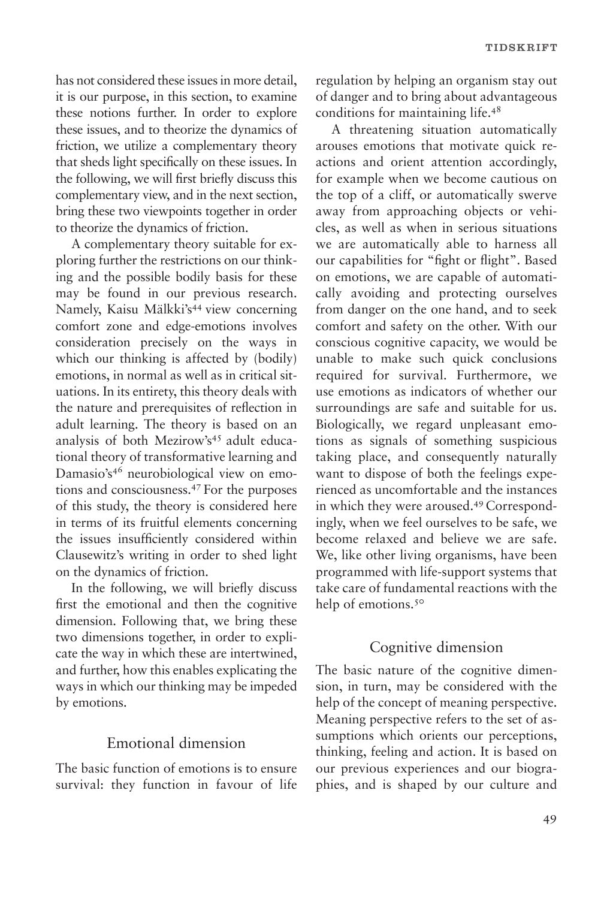has not considered these issues in more detail, it is our purpose, in this section, to examine these notions further. In order to explore these issues, and to theorize the dynamics of friction, we utilize a complementary theory that sheds light specifically on these issues. In the following, we will first briefly discuss this complementary view, and in the next section, bring these two viewpoints together in order to theorize the dynamics of friction.

A complementary theory suitable for exploring further the restrictions on our thinking and the possible bodily basis for these may be found in our previous research. Namely, Kaisu Mälkki's[44] view concerning comfort zone and edge-emotions involves consideration precisely on the ways in which our thinking is affected by (bodily) emotions, in normal as well as in critical situations. In its entirety, this theory deals with the nature and prerequisites of reflection in adult learning. The theory is based on an analysis of both Mezirow's[45] adult educational theory of transformative learning and Damasio's[46] neurobiological view on emotions and consciousness.[47] For the purposes of this study, the theory is considered here in terms of its fruitful elements concerning the issues insufficiently considered within Clausewitz's writing in order to shed light on the dynamics of friction.

In the following, we will briefly discuss first the emotional and then the cognitive dimension. Following that, we bring these two dimensions together, in order to explicate the way in which these are intertwined, and further, how this enables explicating the ways in which our thinking may be impeded by emotions.

## Emotional dimension

The basic function of emotions is to ensure survival: they function in favour of life regulation by helping an organism stay out of danger and to bring about advantageous conditions for maintaining life.[48]

A threatening situation automatically arouses emotions that motivate quick reactions and orient attention accordingly, for example when we become cautious on the top of a cliff, or automatically swerve away from approaching objects or vehicles, as well as when in serious situations we are automatically able to harness all our capabilities for "fight or flight". Based on emotions, we are capable of automatically avoiding and protecting ourselves from danger on the one hand, and to seek comfort and safety on the other. With our conscious cognitive capacity, we would be unable to make such quick conclusions required for survival. Furthermore, we use emotions as indicators of whether our surroundings are safe and suitable for us. Biologically, we regard unpleasant emotions as signals of something suspicious taking place, and consequently naturally want to dispose of both the feelings experienced as uncomfortable and the instances in which they were aroused.[49] Correspondingly, when we feel ourselves to be safe, we become relaxed and believe we are safe. We, like other living organisms, have been programmed with life-support systems that take care of fundamental reactions with the help of emotions.[50]

## Cognitive dimension

The basic nature of the cognitive dimension, in turn, may be considered with the help of the concept of meaning perspective. Meaning perspective refers to the set of assumptions which orients our perceptions, thinking, feeling and action. It is based on our previous experiences and our biographies, and is shaped by our culture and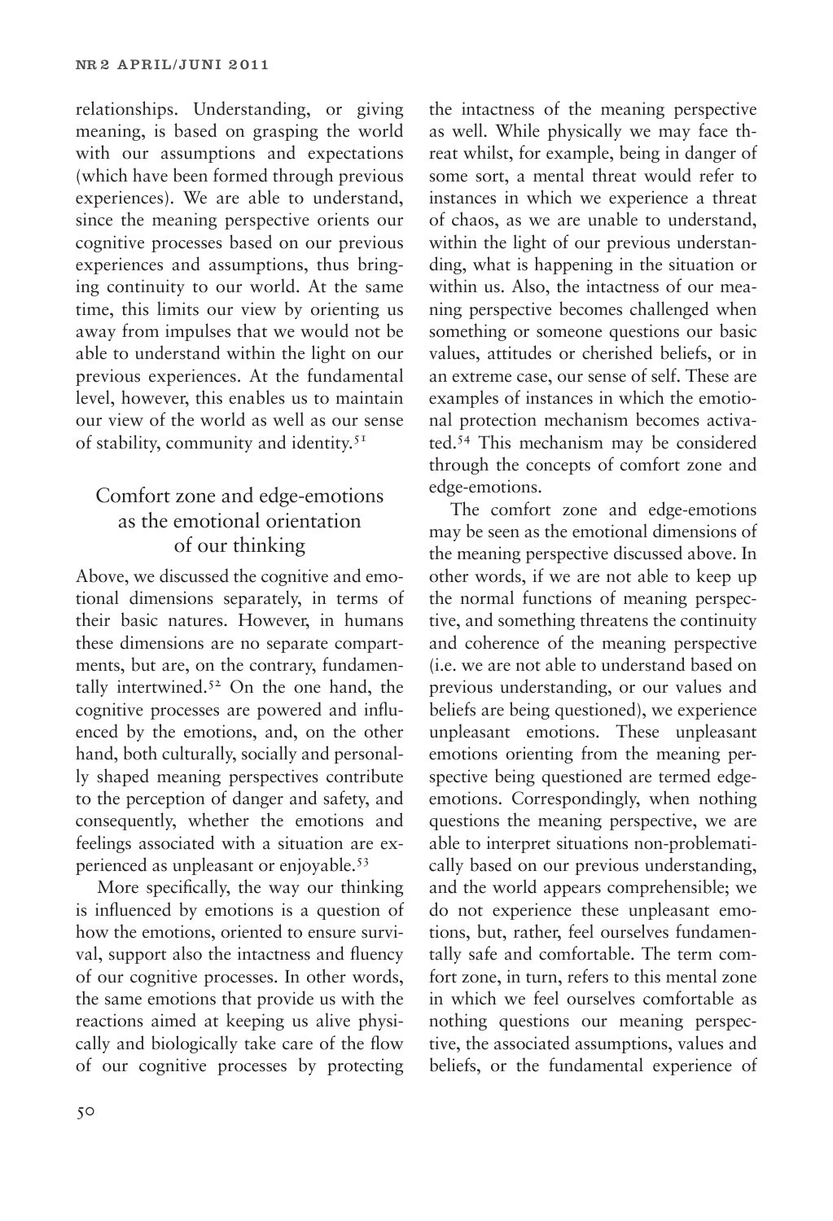relationships. Understanding, or giving meaning, is based on grasping the world with our assumptions and expectations (which have been formed through previous experiences). We are able to understand, since the meaning perspective orients our cognitive processes based on our previous experiences and assumptions, thus bringing continuity to our world. At the same time, this limits our view by orienting us away from impulses that we would not be able to understand within the light on our previous experiences. At the fundamental level, however, this enables us to maintain our view of the world as well as our sense of stability, community and identity.[51]

## Comfort zone and edge-emotions as the emotional orientation of our thinking

Above, we discussed the cognitive and emotional dimensions separately, in terms of their basic natures. However, in humans these dimensions are no separate compartments, but are, on the contrary, fundamentally intertwined.[52] On the one hand, the cognitive processes are powered and influenced by the emotions, and, on the other hand, both culturally, socially and personally shaped meaning perspectives contribute to the perception of danger and safety, and consequently, whether the emotions and feelings associated with a situation are experienced as unpleasant or enjoyable.[53]

More specifically, the way our thinking is influenced by emotions is a question of how the emotions, oriented to ensure survival, support also the intactness and fluency of our cognitive processes. In other words, the same emotions that provide us with the reactions aimed at keeping us alive physically and biologically take care of the flow of our cognitive processes by protecting the intactness of the meaning perspective as well. While physically we may face threat whilst, for example, being in danger of some sort, a mental threat would refer to instances in which we experience a threat of chaos, as we are unable to understand, within the light of our previous understanding, what is happening in the situation or within us. Also, the intactness of our meaning perspective becomes challenged when something or someone questions our basic values, attitudes or cherished beliefs, or in an extreme case, our sense of self. These are examples of instances in which the emotional protection mechanism becomes activated.[54] This mechanism may be considered through the concepts of comfort zone and edge-emotions.

The comfort zone and edge-emotions may be seen as the emotional dimensions of the meaning perspective discussed above. In other words, if we are not able to keep up the normal functions of meaning perspective, and something threatens the continuity and coherence of the meaning perspective (i.e. we are not able to understand based on previous understanding, or our values and beliefs are being questioned), we experience unpleasant emotions. These unpleasant emotions orienting from the meaning perspective being questioned are termed edge-emotions. Correspondingly, when nothing questions the meaning perspective, we are able to interpret situations non-problematically based on our previous understanding, and the world appears comprehensible; we do not experience these unpleasant emotions, but, rather, feel ourselves fundamentally safe and comfortable. The term comfort zone, in turn, refers to this mental zone in which we feel ourselves comfortable as nothing questions our meaning perspective, the associated assumptions, values and beliefs, or the fundamental experience of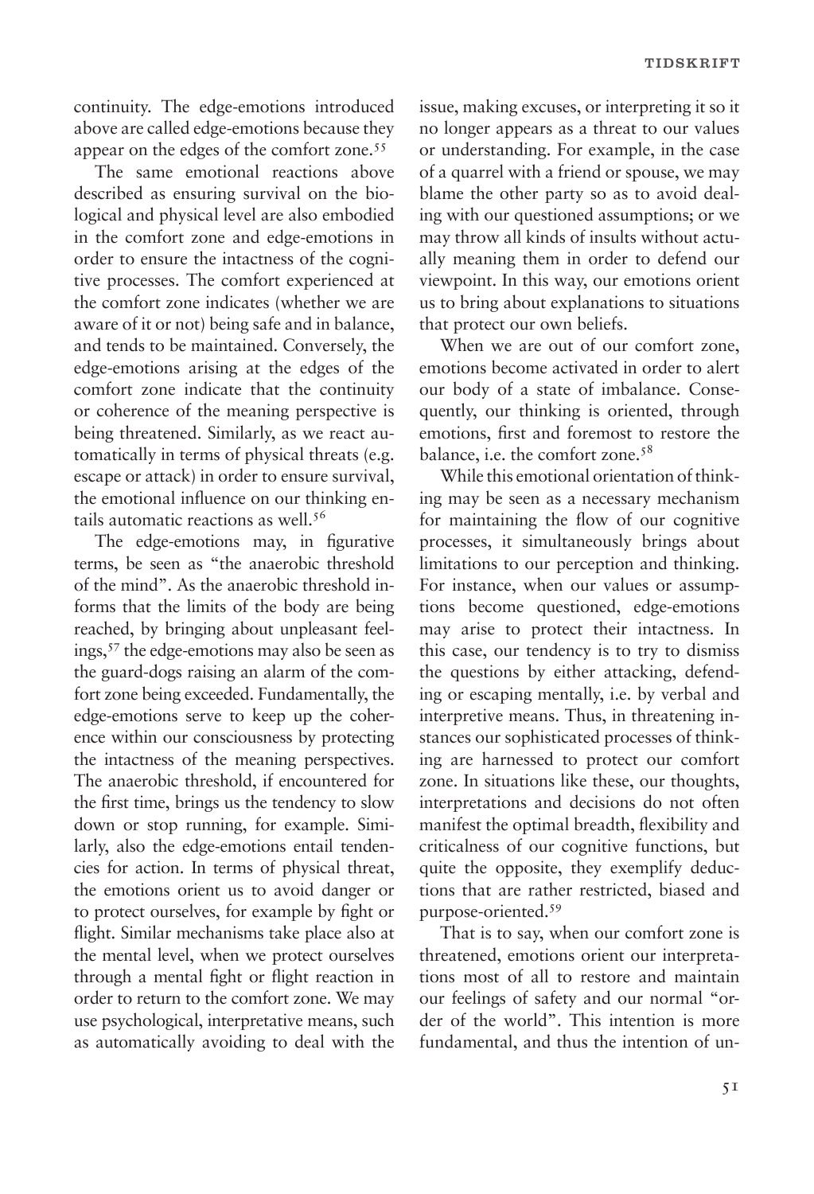continuity. The edge-emotions introduced above are called edge-emotions because they appear on the edges of the comfort zone.[55]

The same emotional reactions above described as ensuring survival on the biological and physical level are also embodied in the comfort zone and edge-emotions in order to ensure the intactness of the cognitive processes. The comfort experienced at the comfort zone indicates (whether we are aware of it or not) being safe and in balance, and tends to be maintained. Conversely, the edge-emotions arising at the edges of the comfort zone indicate that the continuity or coherence of the meaning perspective is being threatened. Similarly, as we react automatically in terms of physical threats (e.g. escape or attack) in order to ensure survival, the emotional influence on our thinking entails automatic reactions as well.[56]

The edge-emotions may, in figurative terms, be seen as "the anaerobic threshold of the mind". As the anaerobic threshold informs that the limits of the body are being reached, by bringing about unpleasant feelings,[57] the edge-emotions may also be seen as the guard-dogs raising an alarm of the comfort zone being exceeded. Fundamentally, the edge-emotions serve to keep up the coherence within our consciousness by protecting the intactness of the meaning perspectives. The anaerobic threshold, if encountered for the first time, brings us the tendency to slow down or stop running, for example. Similarly, also the edge-emotions entail tendencies for action. In terms of physical threat, the emotions orient us to avoid danger or to protect ourselves, for example by fight or flight. Similar mechanisms take place also at the mental level, when we protect ourselves through a mental fight or flight reaction in order to return to the comfort zone. We may use psychological, interpretative means, such as automatically avoiding to deal with the issue, making excuses, or interpreting it so it no longer appears as a threat to our values or understanding. For example, in the case of a quarrel with a friend or spouse, we may blame the other party so as to avoid dealing with our questioned assumptions; or we may throw all kinds of insults without actually meaning them in order to defend our viewpoint. In this way, our emotions orient us to bring about explanations to situations that protect our own beliefs.

When we are out of our comfort zone, emotions become activated in order to alert our body of a state of imbalance. Consequently, our thinking is oriented, through emotions, first and foremost to restore the balance, i.e. the comfort zone.[58]

While this emotional orientation of thinking may be seen as a necessary mechanism for maintaining the flow of our cognitive processes, it simultaneously brings about limitations to our perception and thinking. For instance, when our values or assumptions become questioned, edge-emotions may arise to protect their intactness. In this case, our tendency is to try to dismiss the questions by either attacking, defending or escaping mentally, i.e. by verbal and interpretive means. Thus, in threatening instances our sophisticated processes of thinking are harnessed to protect our comfort zone. In situations like these, our thoughts, interpretations and decisions do not often manifest the optimal breadth, flexibility and criticalness of our cognitive functions, but quite the opposite, they exemplify deductions that are rather restricted, biased and purpose-oriented.[59]

That is to say, when our comfort zone is threatened, emotions orient our interpretations most of all to restore and maintain our feelings of safety and our normal "order of the world". This intention is more fundamental, and thus the intention of un-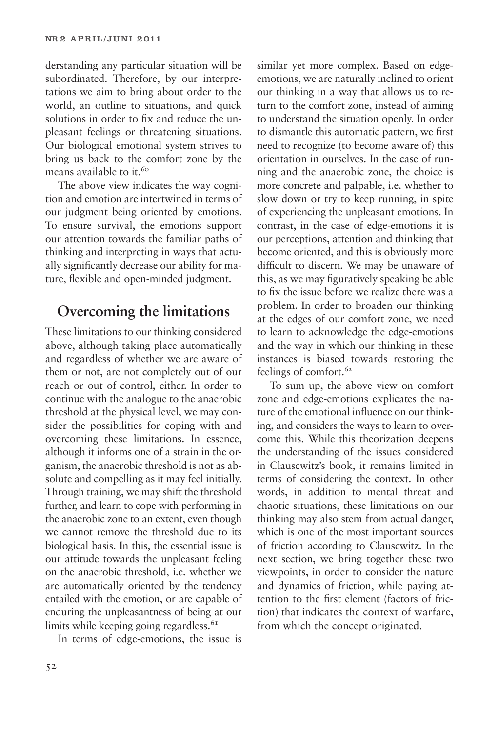derstanding any particular situation will be subordinated. Therefore, by our interpretations we aim to bring about order to the world, an outline to situations, and quick solutions in order to fix and reduce the unpleasant feelings or threatening situations. Our biological emotional system strives to bring us back to the comfort zone by the means available to it.[60]

The above view indicates the way cognition and emotion are intertwined in terms of our judgment being oriented by emotions. To ensure survival, the emotions support our attention towards the familiar paths of thinking and interpreting in ways that actually significantly decrease our ability for mature, flexible and open-minded judgment.

## Overcoming the limitations

These limitations to our thinking considered above, although taking place automatically and regardless of whether we are aware of them or not, are not completely out of our reach or out of control, either. In order to continue with the analogue to the anaerobic threshold at the physical level, we may consider the possibilities for coping with and overcoming these limitations. In essence, although it informs one of a strain in the organism, the anaerobic threshold is not as absolute and compelling as it may feel initially. Through training, we may shift the threshold further, and learn to cope with performing in the anaerobic zone to an extent, even though we cannot remove the threshold due to its biological basis. In this, the essential issue is our attitude towards the unpleasant feeling on the anaerobic threshold, i.e. whether we are automatically oriented by the tendency entailed with the emotion, or are capable of enduring the unpleasantness of being at our limits while keeping going regardless.[61]

In terms of edge-emotions, the issue is similar yet more complex. Based on edge-emotions, we are naturally inclined to orient our thinking in a way that allows us to return to the comfort zone, instead of aiming to understand the situation openly. In order to dismantle this automatic pattern, we first need to recognize (to become aware of) this orientation in ourselves. In the case of running and the anaerobic zone, the choice is more concrete and palpable, i.e. whether to slow down or try to keep running, in spite of experiencing the unpleasant emotions. In contrast, in the case of edge-emotions it is our perceptions, attention and thinking that become oriented, and this is obviously more difficult to discern. We may be unaware of this, as we may figuratively speaking be able to fix the issue before we realize there was a problem. In order to broaden our thinking at the edges of our comfort zone, we need to learn to acknowledge the edge-emotions and the way in which our thinking in these instances is biased towards restoring the feelings of comfort.[62]

To sum up, the above view on comfort zone and edge-emotions explicates the nature of the emotional influence on our thinking, and considers the ways to learn to overcome this. While this theorization deepens the understanding of the issues considered in Clausewitz's book, it remains limited in terms of considering the context. In other words, in addition to mental threat and chaotic situations, these limitations on our thinking may also stem from actual danger, which is one of the most important sources of friction according to Clausewitz. In the next section, we bring together these two viewpoints, in order to consider the nature and dynamics of friction, while paying attention to the first element (factors of friction) that indicates the context of warfare, from which the concept originated.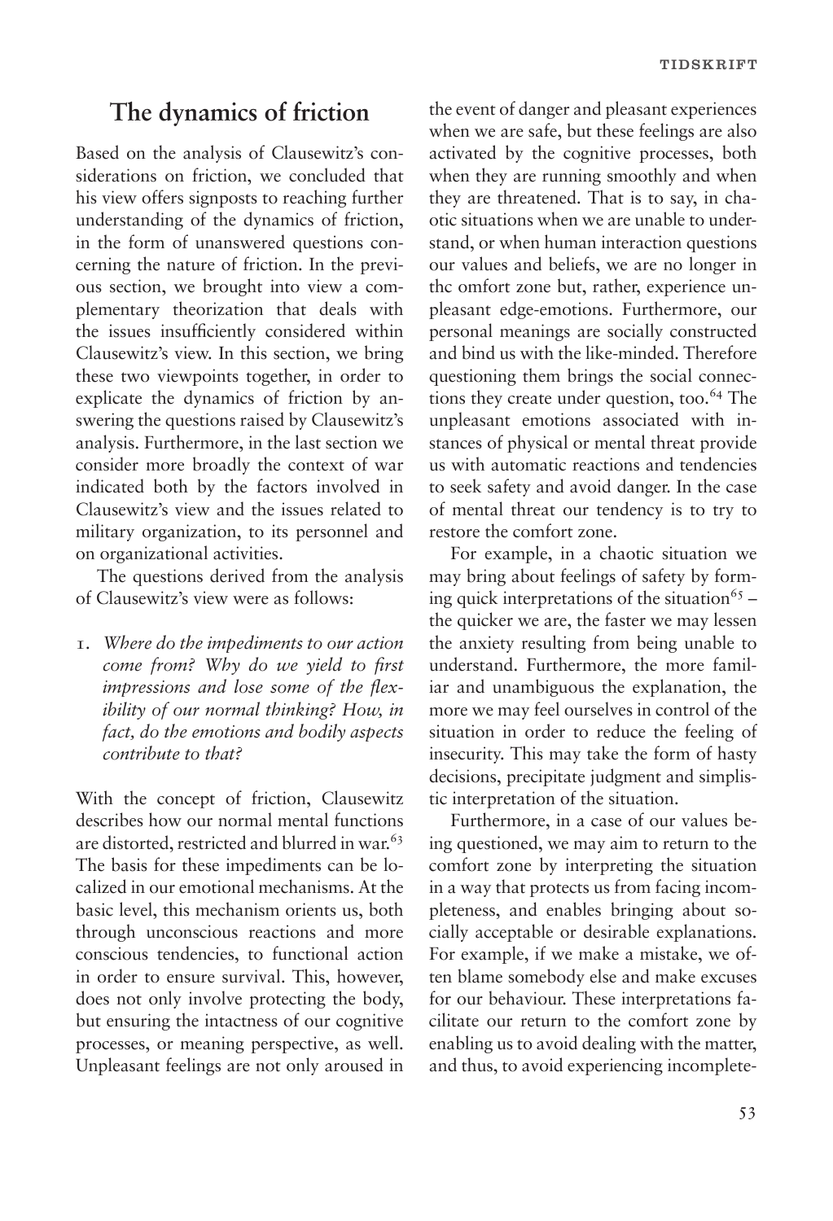## The dynamics of friction

Based on the analysis of Clausewitz's considerations on friction, we concluded that his view offers signposts to reaching further understanding of the dynamics of friction, in the form of unanswered questions concerning the nature of friction. In the previous section, we brought into view a complementary theorization that deals with the issues insufficiently considered within Clausewitz's view. In this section, we bring these two viewpoints together, in order to explicate the dynamics of friction by answering the questions raised by Clausewitz's analysis. Furthermore, in the last section we consider more broadly the context of war indicated both by the factors involved in Clausewitz's view and the issues related to military organization, to its personnel and on organizational activities.

The questions derived from the analysis of Clausewitz's view were as follows:

1. *Where do the impediments to our action come from? Why do we yield to first impressions and lose some of the flexibility of our normal thinking? How, in fact, do the emotions and bodily aspects contribute to that?*

With the concept of friction, Clausewitz describes how our normal mental functions are distorted, restricted and blurred in war.[63] The basis for these impediments can be localized in our emotional mechanisms. At the basic level, this mechanism orients us, both through unconscious reactions and more conscious tendencies, to functional action in order to ensure survival. This, however, does not only involve protecting the body, but ensuring the intactness of our cognitive processes, or meaning perspective, as well. Unpleasant feelings are not only aroused in the event of danger and pleasant experiences when we are safe, but these feelings are also activated by the cognitive processes, both when they are running smoothly and when they are threatened. That is to say, in chaotic situations when we are unable to understand, or when human interaction questions our values and beliefs, we are no longer in thc omfort zone but, rather, experience unpleasant edge-emotions. Furthermore, our personal meanings are socially constructed and bind us with the like-minded. Therefore questioning them brings the social connections they create under question, too.[64] The unpleasant emotions associated with instances of physical or mental threat provide us with automatic reactions and tendencies to seek safety and avoid danger. In the case of mental threat our tendency is to try to restore the comfort zone.

For example, in a chaotic situation we may bring about feelings of safety by forming quick interpretations of the situation[65] – the quicker we are, the faster we may lessen the anxiety resulting from being unable to understand. Furthermore, the more familiar and unambiguous the explanation, the more we may feel ourselves in control of the situation in order to reduce the feeling of insecurity. This may take the form of hasty decisions, precipitate judgment and simplistic interpretation of the situation.

Furthermore, in a case of our values being questioned, we may aim to return to the comfort zone by interpreting the situation in a way that protects us from facing incompleteness, and enables bringing about socially acceptable or desirable explanations. For example, if we make a mistake, we often blame somebody else and make excuses for our behaviour. These interpretations facilitate our return to the comfort zone by enabling us to avoid dealing with the matter, and thus, to avoid experiencing incomplete-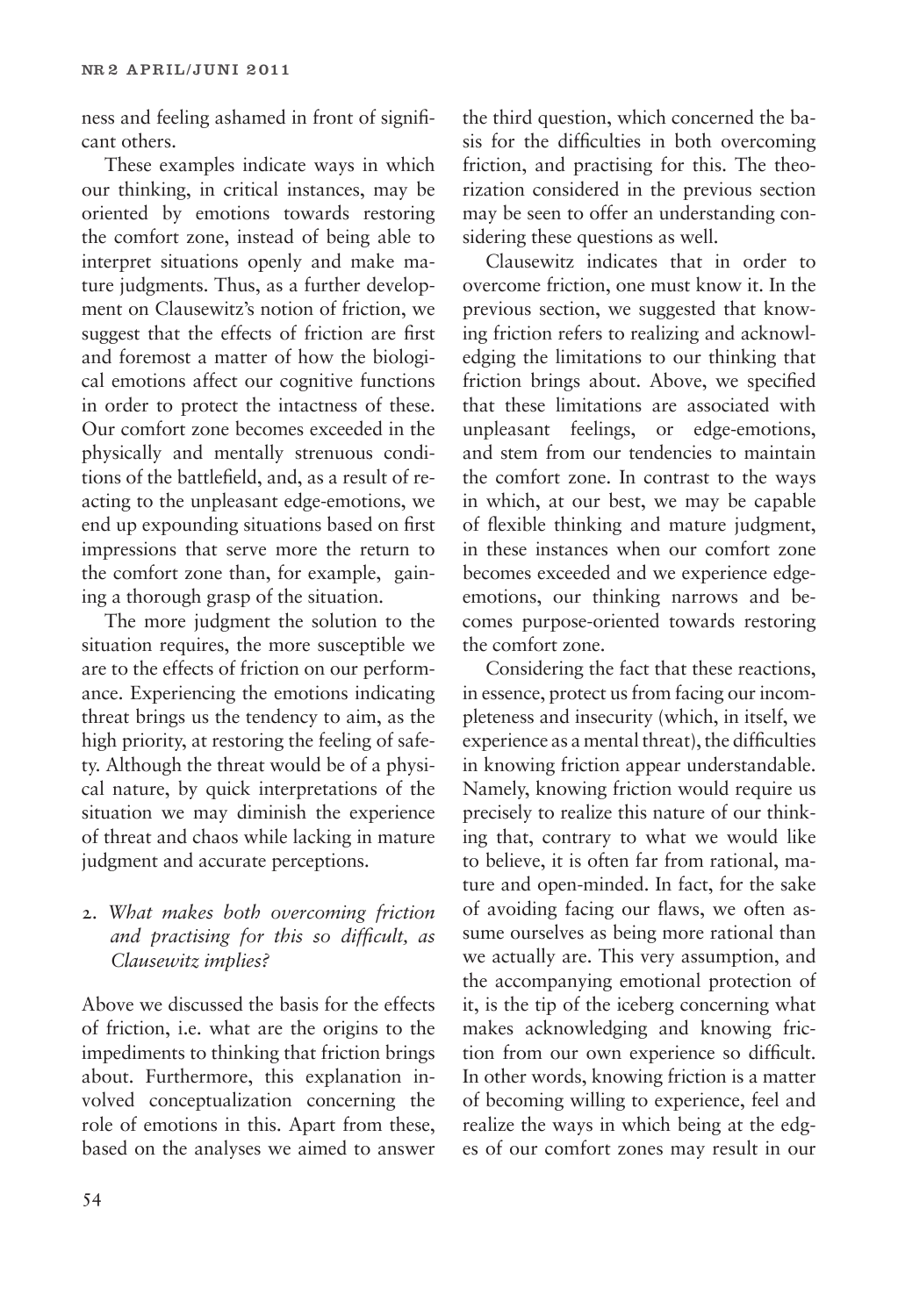ness and feeling ashamed in front of significant others.

These examples indicate ways in which our thinking, in critical instances, may be oriented by emotions towards restoring the comfort zone, instead of being able to interpret situations openly and make mature judgments. Thus, as a further development on Clausewitz's notion of friction, we suggest that the effects of friction are first and foremost a matter of how the biological emotions affect our cognitive functions in order to protect the intactness of these. Our comfort zone becomes exceeded in the physically and mentally strenuous conditions of the battlefield, and, as a result of reacting to the unpleasant edge-emotions, we end up expounding situations based on first impressions that serve more the return to the comfort zone than, for example, gaining a thorough grasp of the situation.

The more judgment the solution to the situation requires, the more susceptible we are to the effects of friction on our performance. Experiencing the emotions indicating threat brings us the tendency to aim, as the high priority, at restoring the feeling of safety. Although the threat would be of a physical nature, by quick interpretations of the situation we may diminish the experience of threat and chaos while lacking in mature judgment and accurate perceptions.

2. *What makes both overcoming friction and practising for this so difficult, as Clausewitz implies?*

Above we discussed the basis for the effects of friction, i.e. what are the origins to the impediments to thinking that friction brings about. Furthermore, this explanation involved conceptualization concerning the role of emotions in this. Apart from these, based on the analyses we aimed to answer the third question, which concerned the basis for the difficulties in both overcoming friction, and practising for this. The theorization considered in the previous section may be seen to offer an understanding considering these questions as well.

Clausewitz indicates that in order to overcome friction, one must know it. In the previous section, we suggested that knowing friction refers to realizing and acknowledging the limitations to our thinking that friction brings about. Above, we specified that these limitations are associated with unpleasant feelings, or edge-emotions, and stem from our tendencies to maintain the comfort zone. In contrast to the ways in which, at our best, we may be capable of flexible thinking and mature judgment, in these instances when our comfort zone becomes exceeded and we experience edge-emotions, our thinking narrows and becomes purpose-oriented towards restoring the comfort zone.

Considering the fact that these reactions, in essence, protect us from facing our incompleteness and insecurity (which, in itself, we experience as a mental threat), the difficulties in knowing friction appear understandable. Namely, knowing friction would require us precisely to realize this nature of our thinking that, contrary to what we would like to believe, it is often far from rational, mature and open-minded. In fact, for the sake of avoiding facing our flaws, we often assume ourselves as being more rational than we actually are. This very assumption, and the accompanying emotional protection of it, is the tip of the iceberg concerning what makes acknowledging and knowing friction from our own experience so difficult. In other words, knowing friction is a matter of becoming willing to experience, feel and realize the ways in which being at the edges of our comfort zones may result in our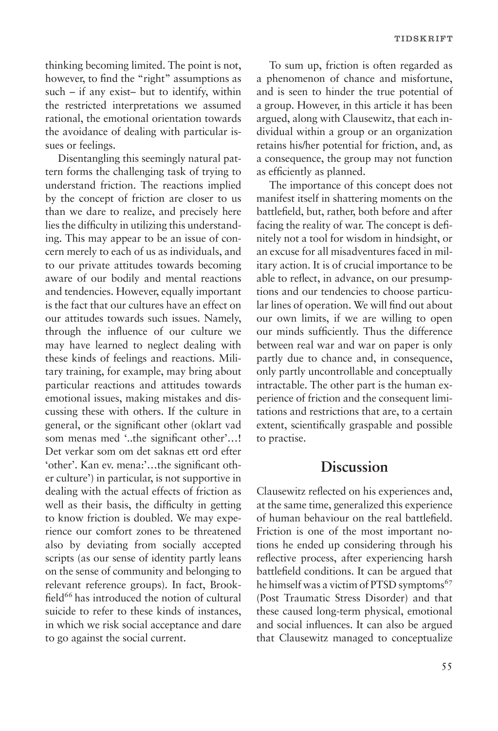thinking becoming limited. The point is not, however, to find the "right" assumptions as such – if any exist– but to identify, within the restricted interpretations we assumed rational, the emotional orientation towards the avoidance of dealing with particular issues or feelings.

Disentangling this seemingly natural pattern forms the challenging task of trying to understand friction. The reactions implied by the concept of friction are closer to us than we dare to realize, and precisely here lies the difficulty in utilizing this understanding. This may appear to be an issue of concern merely to each of us as individuals, and to our private attitudes towards becoming aware of our bodily and mental reactions and tendencies. However, equally important is the fact that our cultures have an effect on our attitudes towards such issues. Namely, through the influence of our culture we may have learned to neglect dealing with these kinds of feelings and reactions. Military training, for example, may bring about particular reactions and attitudes towards emotional issues, making mistakes and discussing these with others. If the culture in general, or the significant other (oklart vad som menas med '..the significant other'…! Det verkar som om det saknas ett ord efter 'other'. Kan ev. mena:'…the significant other culture') in particular, is not supportive in dealing with the actual effects of friction as well as their basis, the difficulty in getting to know friction is doubled. We may experience our comfort zones to be threatened also by deviating from socially accepted scripts (as our sense of identity partly leans on the sense of community and belonging to relevant reference groups). In fact, Brookfield[66] has introduced the notion of cultural suicide to refer to these kinds of instances, in which we risk social acceptance and dare to go against the social current.

To sum up, friction is often regarded as a phenomenon of chance and misfortune, and is seen to hinder the true potential of a group. However, in this article it has been argued, along with Clausewitz, that each individual within a group or an organization retains his/her potential for friction, and, as a consequence, the group may not function as efficiently as planned.

The importance of this concept does not manifest itself in shattering moments on the battlefield, but, rather, both before and after facing the reality of war. The concept is definitely not a tool for wisdom in hindsight, or an excuse for all misadventures faced in military action. It is of crucial importance to be able to reflect, in advance, on our presumptions and our tendencies to choose particular lines of operation. We will find out about our own limits, if we are willing to open our minds sufficiently. Thus the difference between real war and war on paper is only partly due to chance and, in consequence, only partly uncontrollable and conceptually intractable. The other part is the human experience of friction and the consequent limitations and restrictions that are, to a certain extent, scientifically graspable and possible to practise.

## Discussion

Clausewitz reflected on his experiences and, at the same time, generalized this experience of human behaviour on the real battlefield. Friction is one of the most important notions he ended up considering through his reflective process, after experiencing harsh battlefield conditions. It can be argued that he himself was a victim of PTSD symptoms[67] (Post Traumatic Stress Disorder) and that these caused long-term physical, emotional and social influences. It can also be argued that Clausewitz managed to conceptualize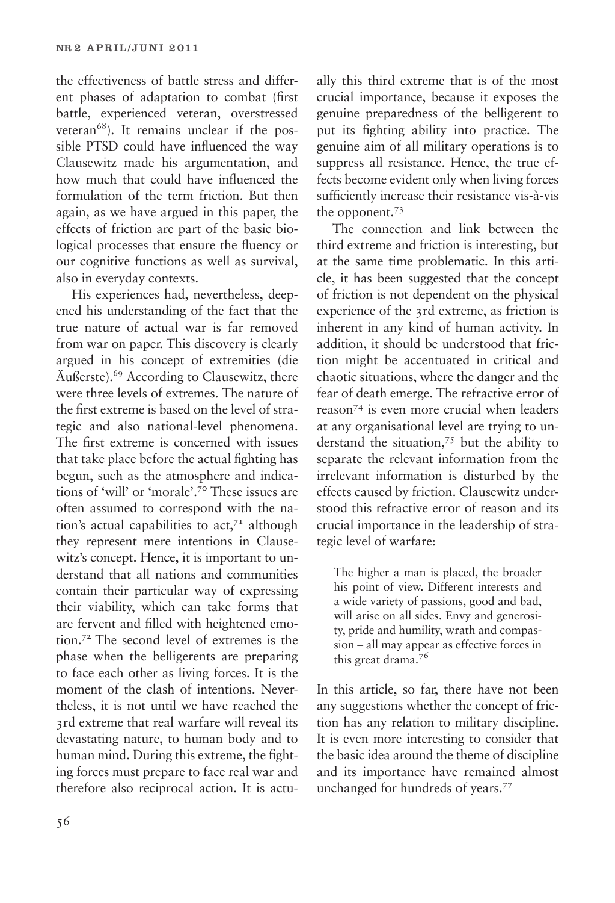the effectiveness of battle stress and different phases of adaptation to combat (first battle, experienced veteran, overstressed veteran[68]). It remains unclear if the possible PTSD could have influenced the way Clausewitz made his argumentation, and how much that could have influenced the formulation of the term friction. But then again, as we have argued in this paper, the effects of friction are part of the basic biological processes that ensure the fluency or our cognitive functions as well as survival, also in everyday contexts.

His experiences had, nevertheless, deepened his understanding of the fact that the true nature of actual war is far removed from war on paper. This discovery is clearly argued in his concept of extremities (die Äußerste).[69] According to Clausewitz, there were three levels of extremes. The nature of the first extreme is based on the level of strategic and also national-level phenomena. The first extreme is concerned with issues that take place before the actual fighting has begun, such as the atmosphere and indications of 'will' or 'morale'.[70] These issues are often assumed to correspond with the nation's actual capabilities to act,[71] although they represent mere intentions in Clausewitz's concept. Hence, it is important to understand that all nations and communities contain their particular way of expressing their viability, which can take forms that are fervent and filled with heightened emotion.[72] The second level of extremes is the phase when the belligerents are preparing to face each other as living forces. It is the moment of the clash of intentions. Nevertheless, it is not until we have reached the 3rd extreme that real warfare will reveal its devastating nature, to human body and to human mind. During this extreme, the fighting forces must prepare to face real war and therefore also reciprocal action. It is actually this third extreme that is of the most crucial importance, because it exposes the genuine preparedness of the belligerent to put its fighting ability into practice. The genuine aim of all military operations is to suppress all resistance. Hence, the true effects become evident only when living forces sufficiently increase their resistance vis-à-vis the opponent.[73]

The connection and link between the third extreme and friction is interesting, but at the same time problematic. In this article, it has been suggested that the concept of friction is not dependent on the physical experience of the 3rd extreme, as friction is inherent in any kind of human activity. In addition, it should be understood that friction might be accentuated in critical and chaotic situations, where the danger and the fear of death emerge. The refractive error of reason[74] is even more crucial when leaders at any organisational level are trying to understand the situation,[75] but the ability to separate the relevant information from the irrelevant information is disturbed by the effects caused by friction. Clausewitz understood this refractive error of reason and its crucial importance in the leadership of strategic level of warfare:

> The higher a man is placed, the broader his point of view. Different interests and a wide variety of passions, good and bad, will arise on all sides. Envy and generosity, pride and humility, wrath and compassion – all may appear as effective forces in this great drama.[76]

In this article, so far, there have not been any suggestions whether the concept of friction has any relation to military discipline. It is even more interesting to consider that the basic idea around the theme of discipline and its importance have remained almost unchanged for hundreds of years.[77]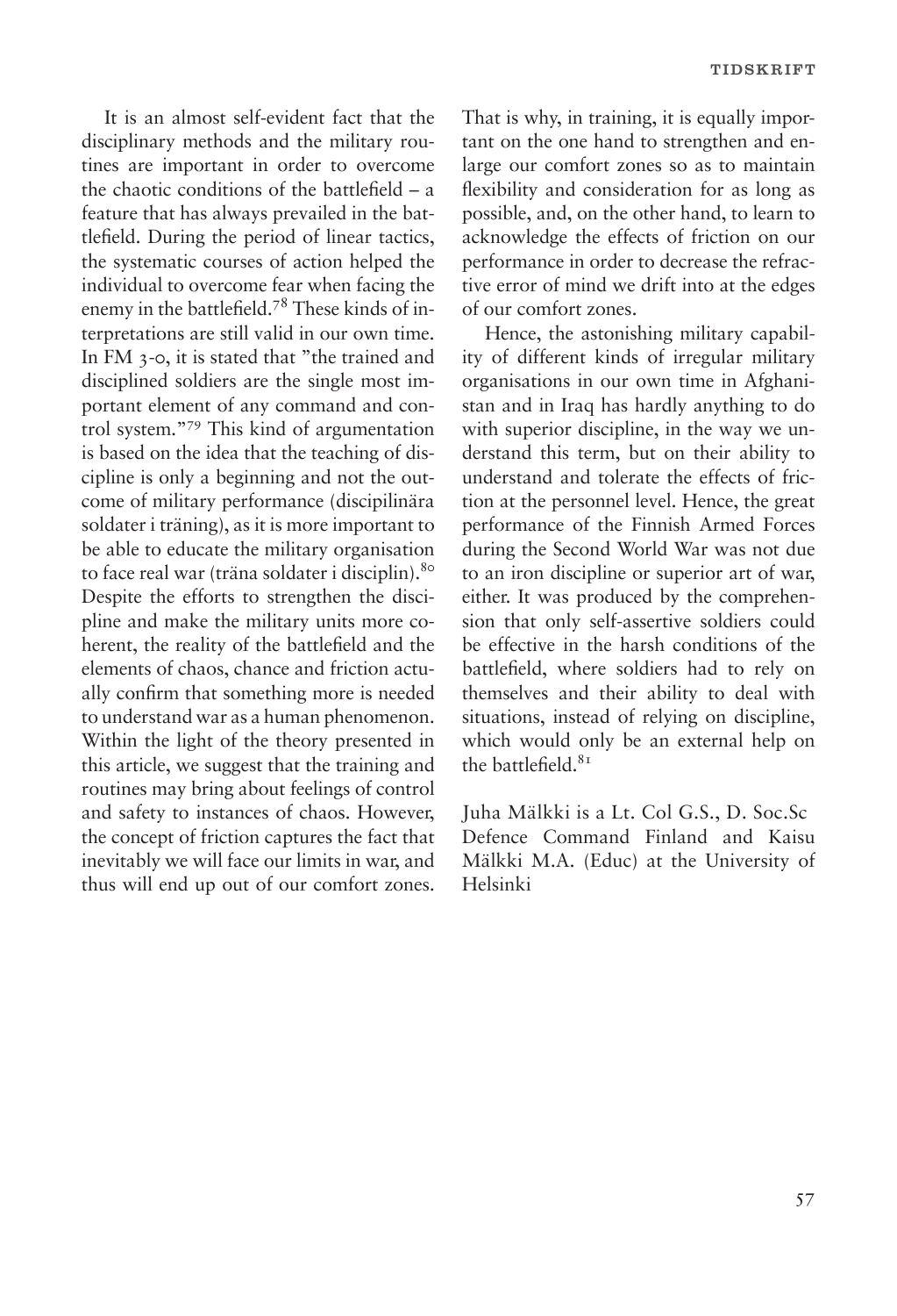It is an almost self-evident fact that the disciplinary methods and the military routines are important in order to overcome the chaotic conditions of the battlefield – a feature that has always prevailed in the battlefield. During the period of linear tactics, the systematic courses of action helped the individual to overcome fear when facing the enemy in the battlefield.[78] These kinds of interpretations are still valid in our own time. In FM 3-0, it is stated that "the trained and disciplined soldiers are the single most important element of any command and control system."[79] This kind of argumentation is based on the idea that the teaching of discipline is only a beginning and not the outcome of military performance (discipilinära soldater i träning), as it is more important to be able to educate the military organisation to face real war (träna soldater i disciplin).[80] Despite the efforts to strengthen the discipline and make the military units more coherent, the reality of the battlefield and the elements of chaos, chance and friction actually confirm that something more is needed to understand war as a human phenomenon. Within the light of the theory presented in this article, we suggest that the training and routines may bring about feelings of control and safety to instances of chaos. However, the concept of friction captures the fact that inevitably we will face our limits in war, and thus will end up out of our comfort zones. That is why, in training, it is equally important on the one hand to strengthen and enlarge our comfort zones so as to maintain flexibility and consideration for as long as possible, and, on the other hand, to learn to acknowledge the effects of friction on our performance in order to decrease the refractive error of mind we drift into at the edges of our comfort zones.

Hence, the astonishing military capability of different kinds of irregular military organisations in our own time in Afghanistan and in Iraq has hardly anything to do with superior discipline, in the way we understand this term, but on their ability to understand and tolerate the effects of friction at the personnel level. Hence, the great performance of the Finnish Armed Forces during the Second World War was not due to an iron discipline or superior art of war, either. It was produced by the comprehension that only self-assertive soldiers could be effective in the harsh conditions of the battlefield, where soldiers had to rely on themselves and their ability to deal with situations, instead of relying on discipline, which would only be an external help on the battlefield.[81]

Juha Mälkki is a Lt. Col G.S., D. Soc.Sc Defence Command Finland and Kaisu Mälkki M.A. (Educ) at the University of Helsinki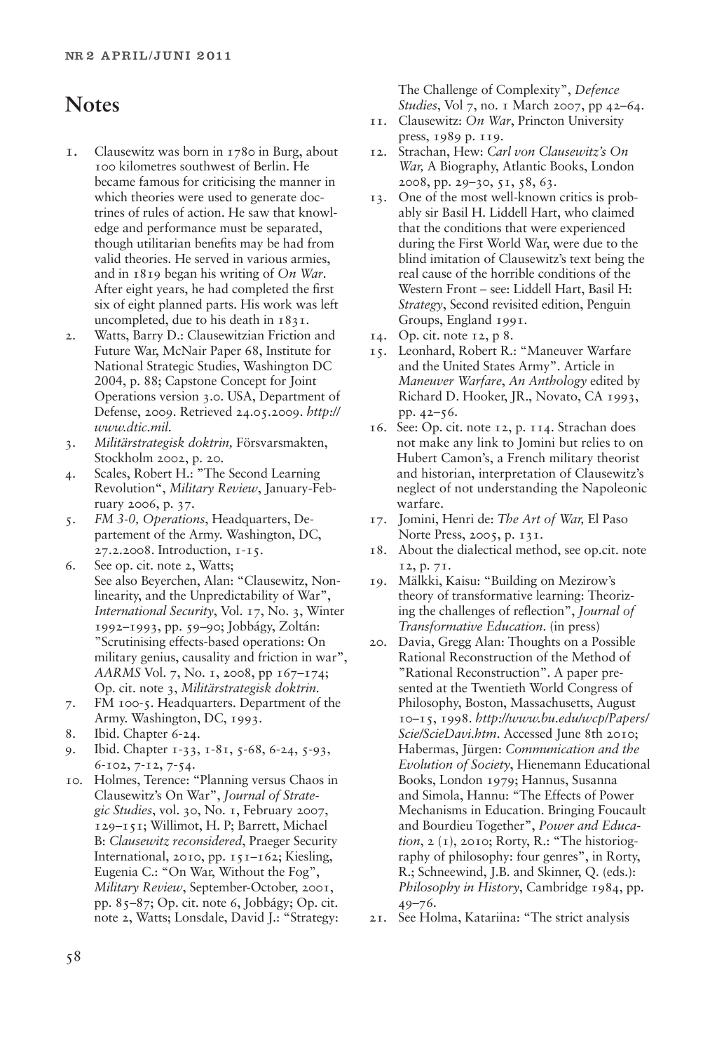## Notes

1. Clausewitz was born in 1780 in Burg, about 100 kilometres southwest of Berlin. He became famous for criticising the manner in which theories were used to generate doctrines of rules of action. He saw that knowledge and performance must be separated, though utilitarian benefits may be had from valid theories. He served in various armies, and in 1819 began his writing of *On War*. After eight years, he had completed the first six of eight planned parts. His work was left uncompleted, due to his death in 1831.
2. Watts, Barry D.: Clausewitzian Friction and Future War, McNair Paper 68, Institute for National Strategic Studies, Washington DC 2004, p. 88; Capstone Concept for Joint Operations version 3.0. USA, Department of Defense, 2009. Retrieved 24.05.2009. *http://www.dtic.mil.*
3. *Militärstrategisk doktrin,* Försvarsmakten, Stockholm 2002, p. 20.
4. Scales, Robert H.: "The Second Learning Revolution", *Military Review*, January-February 2006, p. 37.
5. *FM 3-0, Operations*, Headquarters, Departement of the Army. Washington, DC, 27.2.2008. Introduction, 1-15.
6. See op. cit. note 2, Watts;
   See also Beyerchen, Alan: "Clausewitz, Nonlinearity, and the Unpredictability of War", *International Security*, Vol. 17, No. 3, Winter 1992–1993, pp. 59–90; Jobbágy, Zoltán: "Scrutinising effects-based operations: On military genius, causality and friction in war", *AARMS* Vol. 7, No. 1, 2008, pp 167–174; Op. cit. note 3, *Militärstrategisk doktrin.*
7. FM 100-5. Headquarters. Department of the Army. Washington, DC, 1993.
8. Ibid. Chapter 6-24.
9. Ibid. Chapter 1-33, 1-81, 5-68, 6-24, 5-93, 6-102, 7-12, 7-54.
10. Holmes, Terence: "Planning versus Chaos in Clausewitz's On War", *Journal of Strategic Studies*, vol. 30, No. 1, February 2007, 129–151; Willimot, H. P; Barrett, Michael B: *Clausewitz reconsidered*, Praeger Security International, 2010, pp. 151–162; Kiesling, Eugenia C.: "On War, Without the Fog", *Military Review*, September-October, 2001, pp. 85–87; Op. cit. note 6, Jobbágy; Op. cit. note 2, Watts; Lonsdale, David J.: "Strategy: The Challenge of Complexity", *Defence Studies*, Vol 7, no. 1 March 2007, pp 42–64.
11. Clausewitz: *On War*, Princton University press, 1989 p. 119.
12. Strachan, Hew: *Carl von Clausewitz's On War,* A Biography, Atlantic Books, London 2008, pp. 29–30, 51, 58, 63.
13. One of the most well-known critics is probably sir Basil H. Liddell Hart, who claimed that the conditions that were experienced during the First World War, were due to the blind imitation of Clausewitz's text being the real cause of the horrible conditions of the Western Front – see: Liddell Hart, Basil H: *Strategy*, Second revisited edition, Penguin Groups, England 1991.
14. Op. cit. note 12, p 8.
15. Leonhard, Robert R.: "Maneuver Warfare and the United States Army". Article in *Maneuver Warfare*, *An Anthology* edited by Richard D. Hooker, JR., Novato, CA 1993, pp. 42–56.
16. See: Op. cit. note 12, p. 114. Strachan does not make any link to Jomini but relies to on Hubert Camon's, a French military theorist and historian, interpretation of Clausewitz's neglect of not understanding the Napoleonic warfare.
17. Jomini, Henri de: *The Art of War,* El Paso Norte Press, 2005, p. 131.
18. About the dialectical method, see op.cit. note 12, p. 71.
19. Mälkki, Kaisu: "Building on Mezirow's theory of transformative learning: Theorizing the challenges of reflection", *Journal of Transformative Education.* (in press)
20. Davia, Gregg Alan: Thoughts on a Possible Rational Reconstruction of the Method of "Rational Reconstruction". A paper presented at the Twentieth World Congress of Philosophy, Boston, Massachusetts, August 10–15, 1998. *http://www.bu.edu/wcp/Papers/Scie/ScieDavi.htm.* Accessed June 8th 2010; Habermas, Jürgen: *Communication and the Evolution of Society*, Hienemann Educational Books, London 1979; Hannus, Susanna and Simola, Hannu: "The Effects of Power Mechanisms in Education. Bringing Foucault and Bourdieu Together", *Power and Education*, 2 (1), 2010; Rorty, R.: "The historiography of philosophy: four genres", in Rorty, R.; Schneewind, J.B. and Skinner, Q. (eds.): *Philosophy in History*, Cambridge 1984, pp. 49–76.
21. See Holma, Katariina: "The strict analysis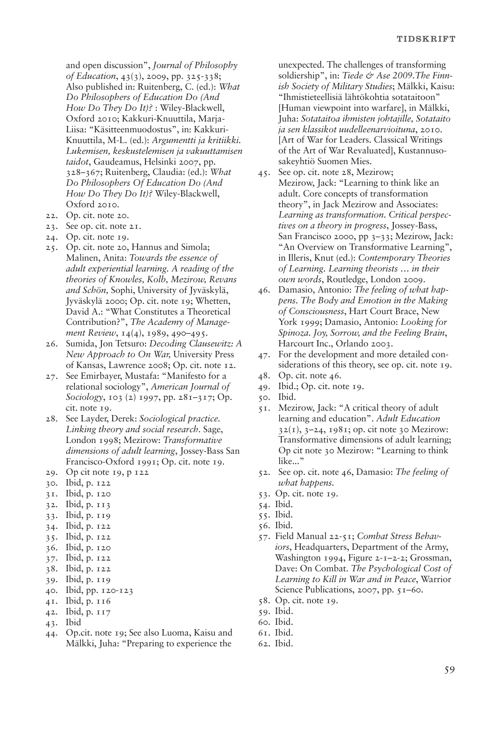and open discussion", *Journal of Philosophy of Education*, 43(3), 2009, pp. 325-338; Also published in: Ruitenberg, C. (ed.): *What Do Philosophers of Education Do (And How Do They Do It)?* : Wiley-Blackwell, Oxford 2010; Kakkuri-Knuuttila, Marja-Liisa: "Käsitteenmuodostus", in: Kakkuri-Knuuttila, M-L. (ed.): *Argumentti ja kritiikki. Lukemisen, keskustelemisen ja vakuuttamisen taidot*, Gaudeamus, Helsinki 2007, pp. 328–367; Ruitenberg, Claudia: (ed.): *What Do Philosophers Of Education Do (And How Do They Do It)?* Wiley-Blackwell, Oxford 2010.

22. Op. cit. note 20.
23. See op. cit. note 21.
24. Op. cit. note 19.
25. Op. cit. note 20, Hannus and Simola; Malinen, Anita: *Towards the essence of adult experiential learning. A reading of the theories of Knowles, Kolb, Mezirow, Revans and Schön,* Sophi, University of Jyväskylä, Jyväskylä 2000; Op. cit. note 19; Whetten, David A.: "What Constitutes a Theoretical Contribution?", *The Academy of Management Review*, 14(4), 1989, 490–495.
26. Sumida, Jon Tetsuro: *Decoding Clausewitz: A New Approach to On War,* University Press of Kansas, Lawrence 2008; Op. cit. note 12.
27. See Emirbayer, Mustafa: "Manifesto for a relational sociology", *American Journal of Sociology*, 103 (2) 1997, pp. 281–317; Op. cit. note 19.
28. See Layder, Derek: *Sociological practice. Linking theory and social research*. Sage, London 1998; Mezirow: *Transformative dimensions of adult learning*, Jossey-Bass San Francisco-Oxford 1991; Op. cit. note 19.
29. Op cit note 19, p 122
30. Ibid, p. 122
31. Ibid, p. 120
32. Ibid, p. 113
33. Ibid, p. 119
34. Ibid, p. 122
35. Ibid, p. 122
36. Ibid, p. 120
37. Ibid, p. 122
38. Ibid, p. 122
39. Ibid, p. 119
40. Ibid, pp. 120-123
41. Ibid, p. 116
42. Ibid, p. 117
43. Ibid
44. Op.cit. note 19; See also Luoma, Kaisu and Mälkki, Juha: "Preparing to experience the unexpected. The challenges of transforming soldiership", in: *Tiede & Ase 2009.The Finnish Society of Military Studies*; Mälkki, Kaisu: "Ihmistieteellisiä lähtökohtia sotataitoon" [Human viewpoint into warfare], in Mälkki, Juha: *Sotataitoa ihmisten johtajille, Sotataito ja sen klassikot uudelleenarvioituna*, 2010. [Art of War for Leaders. Classical Writings of the Art of War Revaluated], Kustannusosakeyhtiö Suomen Mies.
45. See op. cit. note 28, Mezirow; Mezirow, Jack: "Learning to think like an adult. Core concepts of transformation theory", in Jack Mezirow and Associates: *Learning as transformation. Critical perspectives on a theory in progress*, Jossey-Bass, San Francisco 2000, pp 3–33; Mezirow, Jack: "An Overview on Transformative Learning", in Illeris, Knut (ed.): *Contemporary Theories of Learning. Learning theorists … in their own words*, Routledge, London 2009.
46. Damasio, Antonio: *The feeling of what happens. The Body and Emotion in the Making of Consciousness*, Hart Court Brace, New York 1999; Damasio, Antonio: *Looking for Spinoza. Joy, Sorrow, and the Feeling Brain*, Harcourt Inc., Orlando 2003.
47. For the development and more detailed considerations of this theory, see op. cit. note 19.
48. Op. cit. note 46.
49. Ibid.; Op. cit. note 19.
50. Ibid.
51. Mezirow, Jack: "A critical theory of adult learning and education". *Adult Education* 32(1), 3–24, 1981; op. cit note 30 Mezirow: Transformative dimensions of adult learning; Op cit note 30 Mezirow: "Learning to think like..."
52. See op. cit. note 46, Damasio: *The feeling of what happens.*
53. Op. cit. note 19.
54. Ibid.
55. Ibid.
56. Ibid.
57. Field Manual 22-51; *Combat Stress Behaviors*, Headquarters, Department of the Army, Washington 1994, Figure 2-1–2-2; Grossman, Dave: On Combat. *The Psychological Cost of Learning to Kill in War and in Peace*, Warrior Science Publications, 2007, pp. 51–60.
58. Op. cit. note 19.
59. Ibid.
60. Ibid.
61. Ibid.
62. Ibid.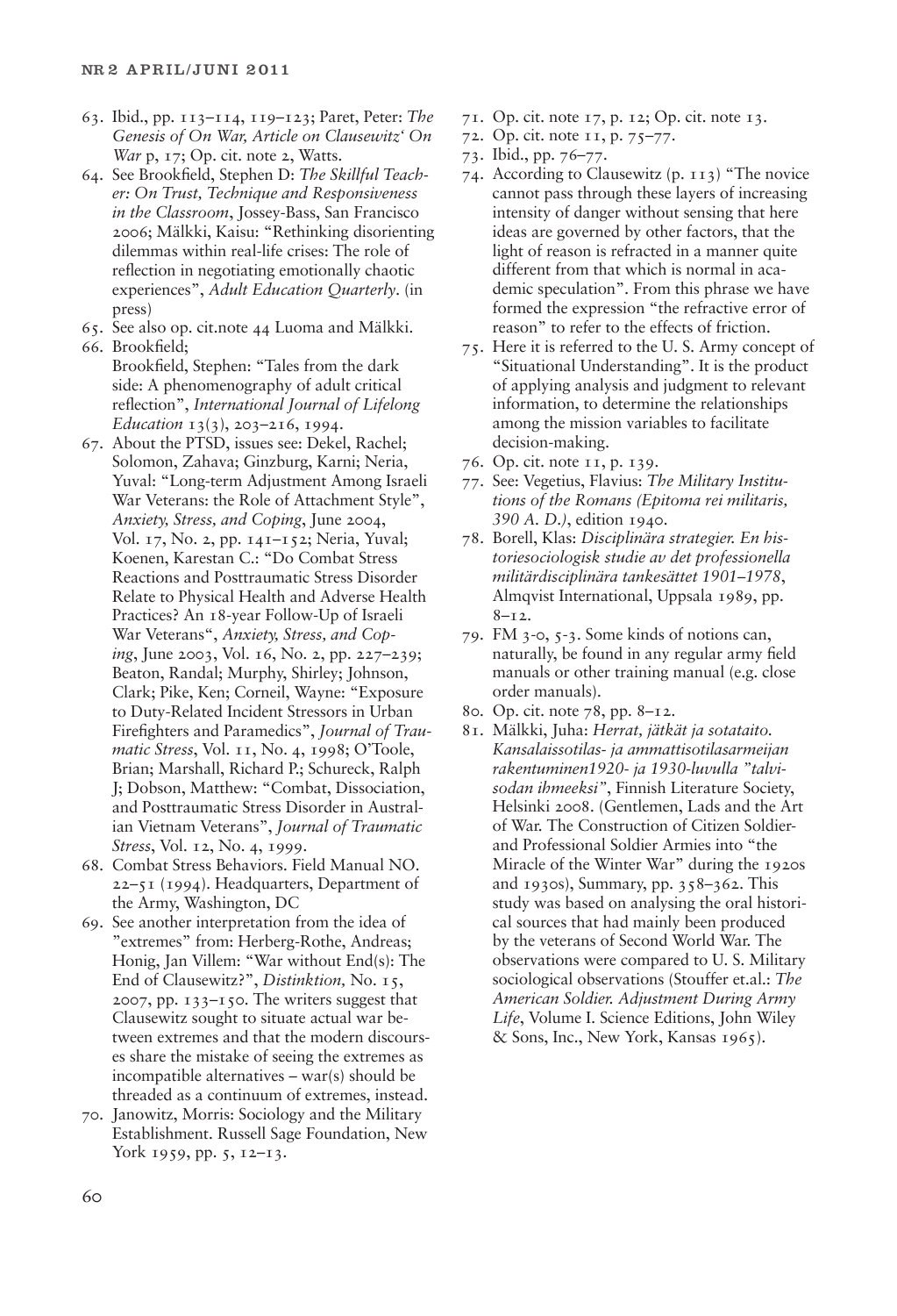63. Ibid., pp. 113–114, 119–123; Paret, Peter: *The Genesis of On War, Article on Clausewitz' On War* p, 17; Op. cit. note 2, Watts.
64. See Brookfield, Stephen D: *The Skillful Teacher: On Trust, Technique and Responsiveness in the Classroom*, Jossey-Bass, San Francisco 2006; Mälkki, Kaisu: "Rethinking disorienting dilemmas within real-life crises: The role of reflection in negotiating emotionally chaotic experiences", *Adult Education Quarterly*. (in press)
65. See also op. cit.note 44 Luoma and Mälkki.
66. Brookfield;
    Brookfield, Stephen: "Tales from the dark side: A phenomenography of adult critical reflection", *International Journal of Lifelong Education* 13(3), 203–216, 1994.
67. About the PTSD, issues see: Dekel, Rachel; Solomon, Zahava; Ginzburg, Karni; Neria, Yuval: "Long-term Adjustment Among Israeli War Veterans: the Role of Attachment Style", *Anxiety, Stress, and Coping*, June 2004, Vol. 17, No. 2, pp. 141–152; Neria, Yuval; Koenen, Karestan C.: "Do Combat Stress Reactions and Posttraumatic Stress Disorder Relate to Physical Health and Adverse Health Practices? An 18-year Follow-Up of Israeli War Veterans", *Anxiety, Stress, and Coping*, June 2003, Vol. 16, No. 2, pp. 227–239; Beaton, Randal; Murphy, Shirley; Johnson, Clark; Pike, Ken; Corneil, Wayne: "Exposure to Duty-Related Incident Stressors in Urban Firefighters and Paramedics", *Journal of Traumatic Stress*, Vol. 11, No. 4, 1998; O'Toole, Brian; Marshall, Richard P.; Schureck, Ralph J; Dobson, Matthew: "Combat, Dissociation, and Posttraumatic Stress Disorder in Australian Vietnam Veterans", *Journal of Traumatic Stress*, Vol. 12, No. 4, 1999.
68. Combat Stress Behaviors. Field Manual NO. 22–51 (1994). Headquarters, Department of the Army, Washington, DC
69. See another interpretation from the idea of "extremes" from: Herberg-Rothe, Andreas; Honig, Jan Villem: "War without End(s): The End of Clausewitz?", *Distinktion,* No. 15, 2007, pp. 133–150. The writers suggest that Clausewitz sought to situate actual war between extremes and that the modern discourses share the mistake of seeing the extremes as incompatible alternatives – war(s) should be threaded as a continuum of extremes, instead.
70. Janowitz, Morris: Sociology and the Military Establishment. Russell Sage Foundation, New York 1959, pp. 5, 12–13.
71. Op. cit. note 17, p. 12; Op. cit. note 13.
72. Op. cit. note 11, p. 75–77.
73. Ibid., pp. 76–77.
74. According to Clausewitz (p. 113) "The novice cannot pass through these layers of increasing intensity of danger without sensing that here ideas are governed by other factors, that the light of reason is refracted in a manner quite different from that which is normal in academic speculation". From this phrase we have formed the expression "the refractive error of reason" to refer to the effects of friction.
75. Here it is referred to the U. S. Army concept of "Situational Understanding". It is the product of applying analysis and judgment to relevant information, to determine the relationships among the mission variables to facilitate decision-making.
76. Op. cit. note 11, p. 139.
77. See: Vegetius, Flavius: *The Military Institutions of the Romans (Epitoma rei militaris, 390 A. D.)*, edition 1940.
78. Borell, Klas: *Disciplinära strategier. En historiesociologisk studie av det professionella militärdisciplinära tankesättet 1901–1978*, Almqvist International, Uppsala 1989, pp. 8–12.
79. FM 3-0, 5-3. Some kinds of notions can, naturally, be found in any regular army field manuals or other training manual (e.g. close order manuals).
80. Op. cit. note 78, pp. 8–12.
81. Mälkki, Juha: *Herrat, jätkät ja sotataito. Kansalaissotilas- ja ammattisotilasarmeijan rakentuminen1920- ja 1930-luvulla "talvisodan ihmeeksi"*, Finnish Literature Society, Helsinki 2008. (Gentlemen, Lads and the Art of War. The Construction of Citizen Soldier- and Professional Soldier Armies into "the Miracle of the Winter War" during the 1920s and 1930s), Summary, pp. 358–362. This study was based on analysing the oral historical sources that had mainly been produced by the veterans of Second World War. The observations were compared to U. S. Military sociological observations (Stouffer et.al.: *The American Soldier. Adjustment During Army Life*, Volume I. Science Editions, John Wiley & Sons, Inc., New York, Kansas 1965).